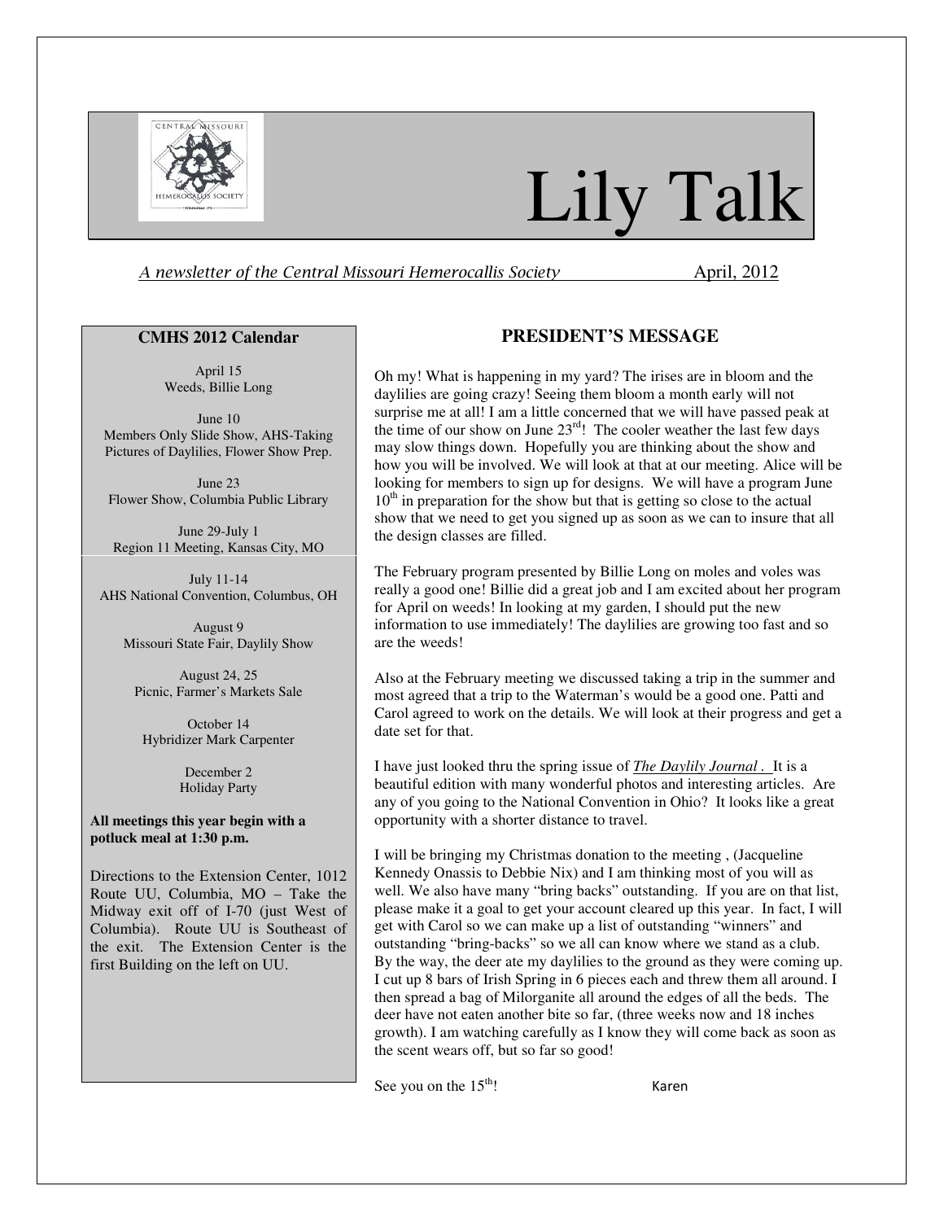# Lily Talk

*A newsletter of the Central Missouri Hemerocallis Society* April, 2012

## CMHS 2012 Calendar

April 15
Weeds, Billie Long

June 10
Members Only Slide Show, AHS-Taking Pictures of Daylilies, Flower Show Prep.

June 23
Flower Show, Columbia Public Library

June 29-July 1
Region 11 Meeting, Kansas City, MO

July 11-14
AHS National Convention, Columbus, OH

August 9
Missouri State Fair, Daylily Show

August 24, 25
Picnic, Farmer's Markets Sale

October 14
Hybridizer Mark Carpenter

December 2
Holiday Party

**All meetings this year begin with a potluck meal at 1:30 p.m.**

Directions to the Extension Center, 1012 Route UU, Columbia, MO – Take the Midway exit off of I-70 (just West of Columbia). Route UU is Southeast of the exit. The Extension Center is the first Building on the left on UU.

## PRESIDENT'S MESSAGE

Oh my! What is happening in my yard? The irises are in bloom and the daylilies are going crazy! Seeing them bloom a month early will not surprise me at all! I am a little concerned that we will have passed peak at the time of our show on June 23rd! The cooler weather the last few days may slow things down. Hopefully you are thinking about the show and how you will be involved. We will look at that at our meeting. Alice will be looking for members to sign up for designs. We will have a program June 10th in preparation for the show but that is getting so close to the actual show that we need to get you signed up as soon as we can to insure that all the design classes are filled.

The February program presented by Billie Long on moles and voles was really a good one! Billie did a great job and I am excited about her program for April on weeds! In looking at my garden, I should put the new information to use immediately! The daylilies are growing too fast and so are the weeds!

Also at the February meeting we discussed taking a trip in the summer and most agreed that a trip to the Waterman's would be a good one. Patti and Carol agreed to work on the details. We will look at their progress and get a date set for that.

I have just looked thru the spring issue of ***The Daylily Journal .*** It is a beautiful edition with many wonderful photos and interesting articles. Are any of you going to the National Convention in Ohio? It looks like a great opportunity with a shorter distance to travel.

I will be bringing my Christmas donation to the meeting , (Jacqueline Kennedy Onassis to Debbie Nix) and I am thinking most of you will as well. We also have many "bring backs" outstanding. If you are on that list, please make it a goal to get your account cleared up this year. In fact, I will get with Carol so we can make up a list of outstanding "winners" and outstanding "bring-backs" so we all can know where we stand as a club. By the way, the deer ate my daylilies to the ground as they were coming up. I cut up 8 bars of Irish Spring in 6 pieces each and threw them all around. I then spread a bag of Milorganite all around the edges of all the beds. The deer have not eaten another bite so far, (three weeks now and 18 inches growth). I am watching carefully as I know they will come back as soon as the scent wears off, but so far so good!

See you on the 15th! Karen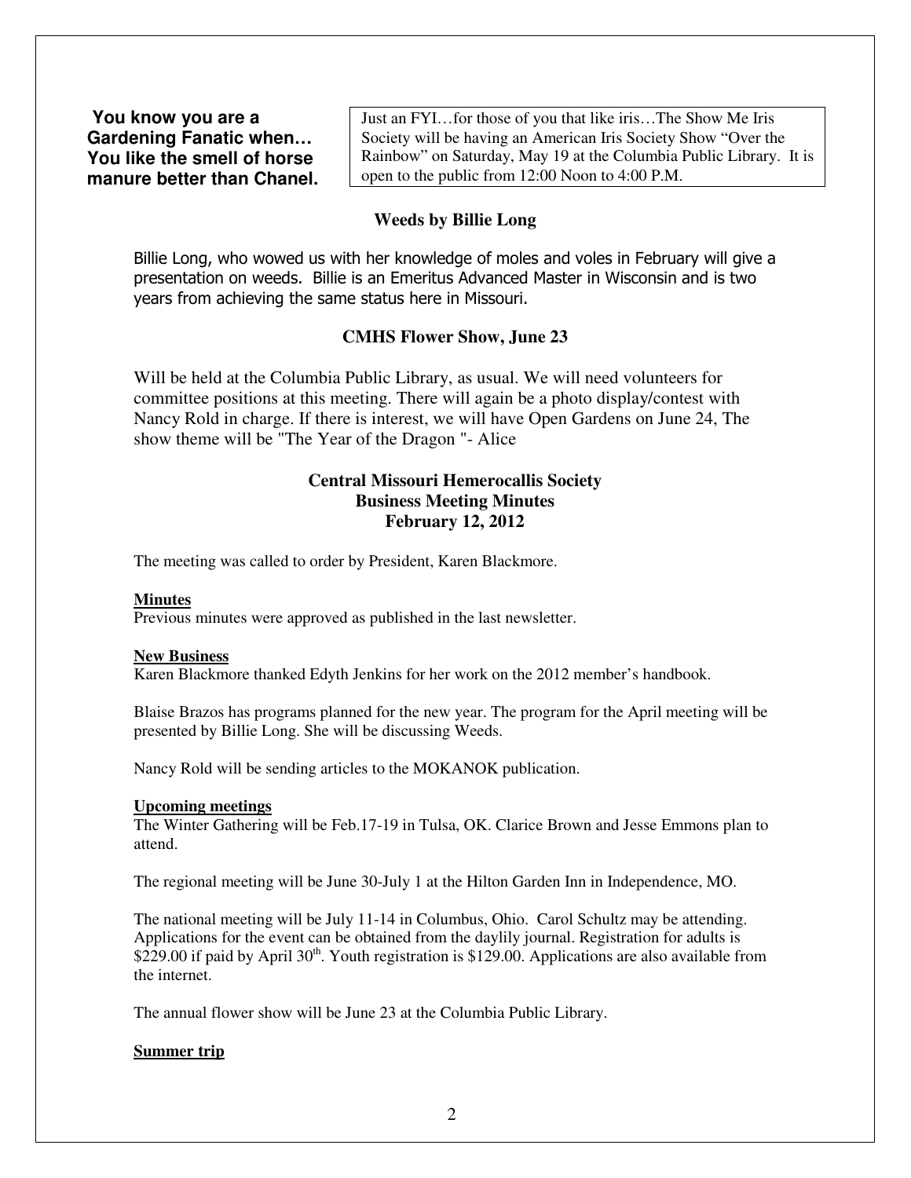**You know you are a Gardening Fanatic when… You like the smell of horse manure better than Chanel.**

Just an FYI…for those of you that like iris…The Show Me Iris Society will be having an American Iris Society Show "Over the Rainbow" on Saturday, May 19 at the Columbia Public Library. It is open to the public from 12:00 Noon to 4:00 P.M.

### Weeds by Billie Long

Billie Long, who wowed us with her knowledge of moles and voles in February will give a presentation on weeds. Billie is an Emeritus Advanced Master in Wisconsin and is two years from achieving the same status here in Missouri.

### CMHS Flower Show, June 23

Will be held at the Columbia Public Library, as usual. We will need volunteers for committee positions at this meeting. There will again be a photo display/contest with Nancy Rold in charge. If there is interest, we will have Open Gardens on June 24, The show theme will be "The Year of the Dragon "- Alice

## Central Missouri Hemerocallis Society Business Meeting Minutes February 12, 2012

The meeting was called to order by President, Karen Blackmore.

**Minutes**

Previous minutes were approved as published in the last newsletter.

**New Business**

Karen Blackmore thanked Edyth Jenkins for her work on the 2012 member's handbook.

Blaise Brazos has programs planned for the new year. The program for the April meeting will be presented by Billie Long. She will be discussing Weeds.

Nancy Rold will be sending articles to the MOKANOK publication.

**Upcoming meetings**

The Winter Gathering will be Feb.17-19 in Tulsa, OK. Clarice Brown and Jesse Emmons plan to attend.

The regional meeting will be June 30-July 1 at the Hilton Garden Inn in Independence, MO.

The national meeting will be July 11-14 in Columbus, Ohio. Carol Schultz may be attending. Applications for the event can be obtained from the daylily journal. Registration for adults is \$229.00 if paid by April 30th. Youth registration is \$129.00. Applications are also available from the internet.

The annual flower show will be June 23 at the Columbia Public Library.

**Summer trip**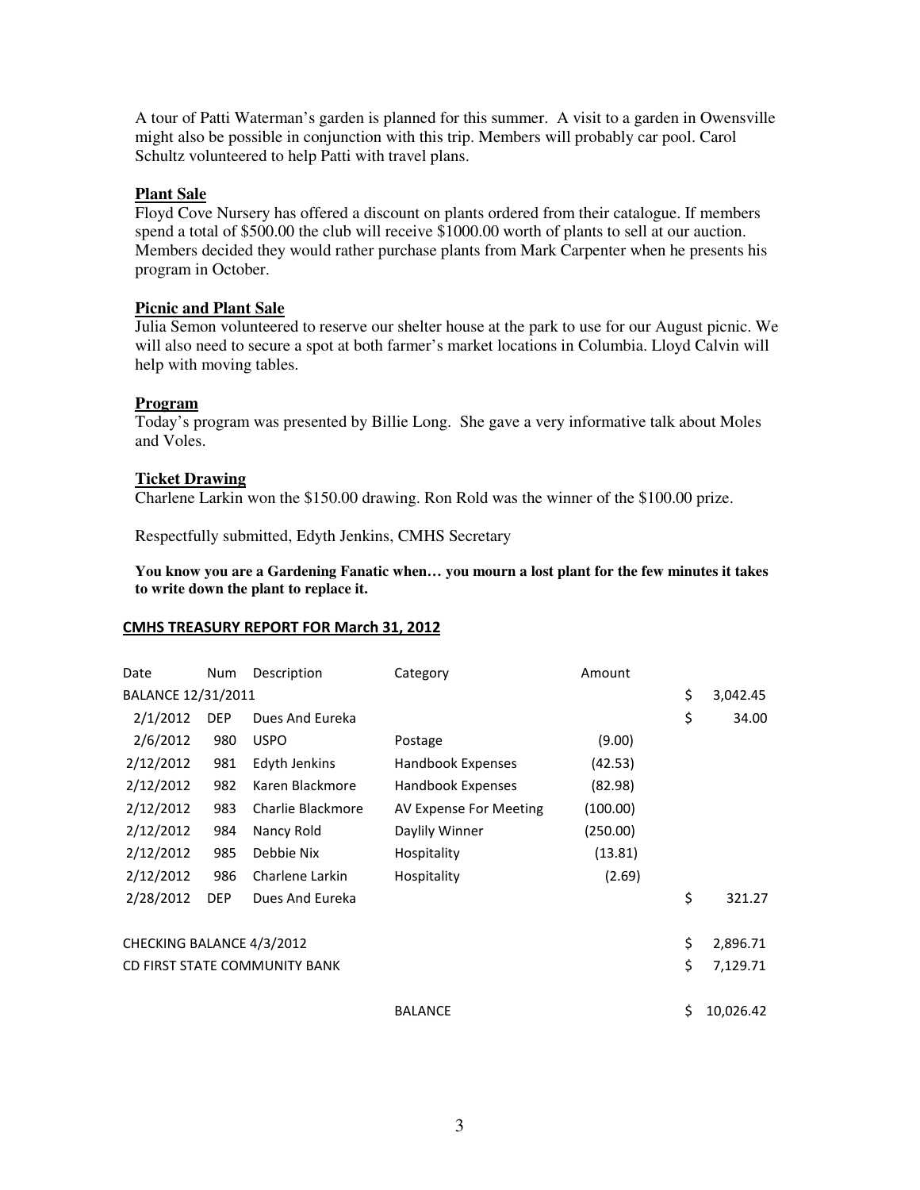A tour of Patti Waterman's garden is planned for this summer. A visit to a garden in Owensville might also be possible in conjunction with this trip. Members will probably car pool. Carol Schultz volunteered to help Patti with travel plans.

### Plant Sale

Floyd Cove Nursery has offered a discount on plants ordered from their catalogue. If members spend a total of $500.00 the club will receive $1000.00 worth of plants to sell at our auction. Members decided they would rather purchase plants from Mark Carpenter when he presents his program in October.

### Picnic and Plant Sale

Julia Semon volunteered to reserve our shelter house at the park to use for our August picnic. We will also need to secure a spot at both farmer's market locations in Columbia. Lloyd Calvin will help with moving tables.

### Program

Today's program was presented by Billie Long. She gave a very informative talk about Moles and Voles.

### Ticket Drawing

Charlene Larkin won the $150.00 drawing. Ron Rold was the winner of the $100.00 prize.

Respectfully submitted, Edyth Jenkins, CMHS Secretary

**You know you are a Gardening Fanatic when… you mourn a lost plant for the few minutes it takes to write down the plant to replace it.**

## CMHS TREASURY REPORT FOR March 31, 2012

| Date | Num | Description | Category | Amount | |
|---|---|---|---|---|---|
| BALANCE 12/31/2011 | | | | | $ 3,042.45 |
| 2/1/2012 | DEP | Dues And Eureka | | | $ 34.00 |
| 2/6/2012 | 980 | USPO | Postage | (9.00) | |
| 2/12/2012 | 981 | Edyth Jenkins | Handbook Expenses | (42.53) | |
| 2/12/2012 | 982 | Karen Blackmore | Handbook Expenses | (82.98) | |
| 2/12/2012 | 983 | Charlie Blackmore | AV Expense For Meeting | (100.00) | |
| 2/12/2012 | 984 | Nancy Rold | Daylily Winner | (250.00) | |
| 2/12/2012 | 985 | Debbie Nix | Hospitality | (13.81) | |
| 2/12/2012 | 986 | Charlene Larkin | Hospitality | (2.69) | |
| 2/28/2012 | DEP | Dues And Eureka | | | $ 321.27 |
| CHECKING BALANCE 4/3/2012 | | | | | $ 2,896.71 |
| CD FIRST STATE COMMUNITY BANK | | | | | $ 7,129.71 |
| | | | BALANCE | | $ 10,026.42 |